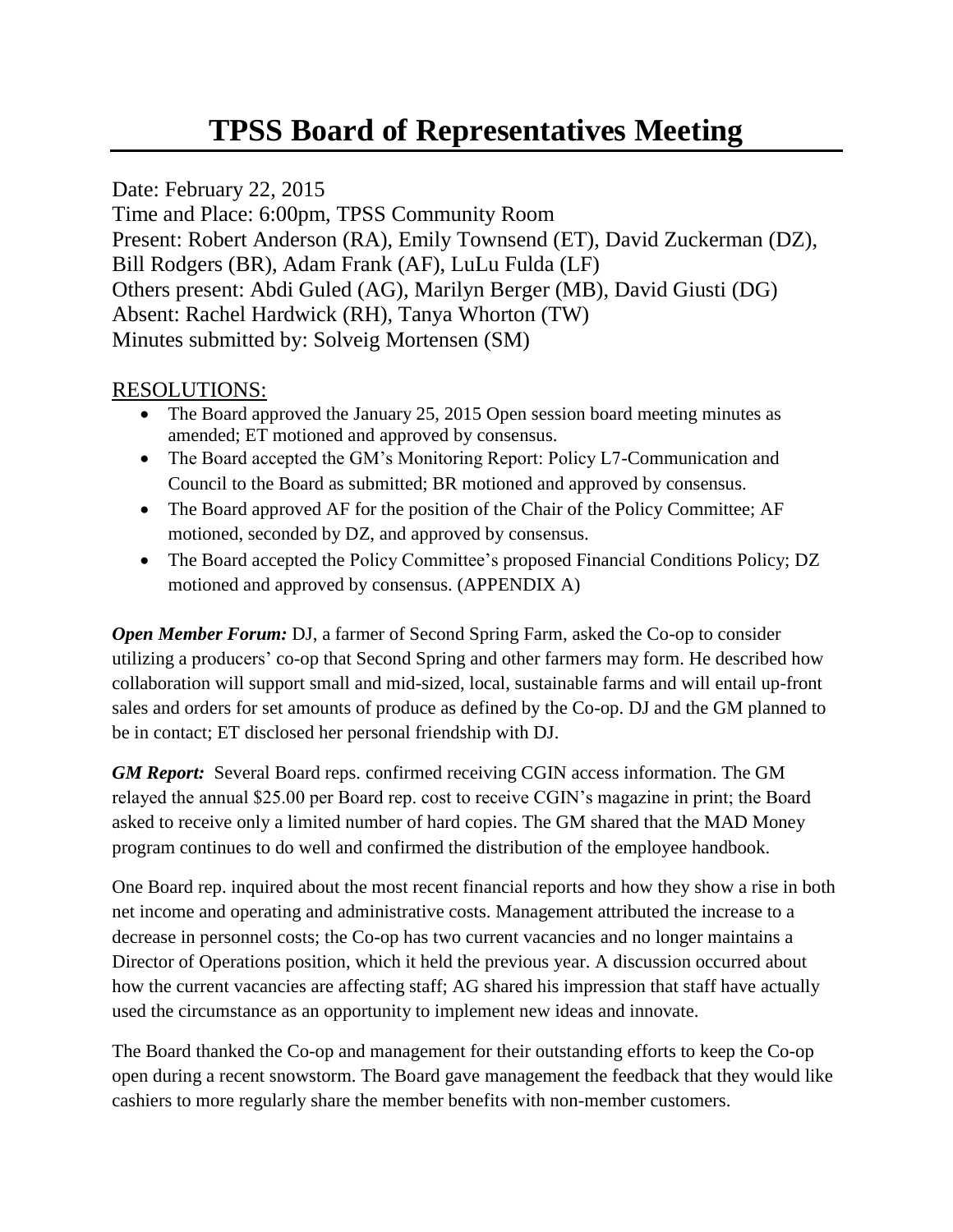# TPSS Board of Representatives Meeting

Date: February 22, 2015
Time and Place: 6:00pm, TPSS Community Room
Present: Robert Anderson (RA), Emily Townsend (ET), David Zuckerman (DZ), Bill Rodgers (BR), Adam Frank (AF), LuLu Fulda (LF)
Others present: Abdi Guled (AG), Marilyn Berger (MB), David Giusti (DG)
Absent: Rachel Hardwick (RH), Tanya Whorton (TW)
Minutes submitted by: Solveig Mortensen (SM)

## RESOLUTIONS:

- The Board approved the January 25, 2015 Open session board meeting minutes as amended; ET motioned and approved by consensus.
- The Board accepted the GM's Monitoring Report: Policy L7-Communication and Council to the Board as submitted; BR motioned and approved by consensus.
- The Board approved AF for the position of the Chair of the Policy Committee; AF motioned, seconded by DZ, and approved by consensus.
- The Board accepted the Policy Committee's proposed Financial Conditions Policy; DZ motioned and approved by consensus. (APPENDIX A)

***Open Member Forum:*** DJ, a farmer of Second Spring Farm, asked the Co-op to consider utilizing a producers' co-op that Second Spring and other farmers may form. He described how collaboration will support small and mid-sized, local, sustainable farms and will entail up-front sales and orders for set amounts of produce as defined by the Co-op. DJ and the GM planned to be in contact; ET disclosed her personal friendship with DJ.

***GM Report:*** Several Board reps. confirmed receiving CGIN access information. The GM relayed the annual $25.00 per Board rep. cost to receive CGIN's magazine in print; the Board asked to receive only a limited number of hard copies. The GM shared that the MAD Money program continues to do well and confirmed the distribution of the employee handbook.

One Board rep. inquired about the most recent financial reports and how they show a rise in both net income and operating and administrative costs. Management attributed the increase to a decrease in personnel costs; the Co-op has two current vacancies and no longer maintains a Director of Operations position, which it held the previous year. A discussion occurred about how the current vacancies are affecting staff; AG shared his impression that staff have actually used the circumstance as an opportunity to implement new ideas and innovate.

The Board thanked the Co-op and management for their outstanding efforts to keep the Co-op open during a recent snowstorm. The Board gave management the feedback that they would like cashiers to more regularly share the member benefits with non-member customers.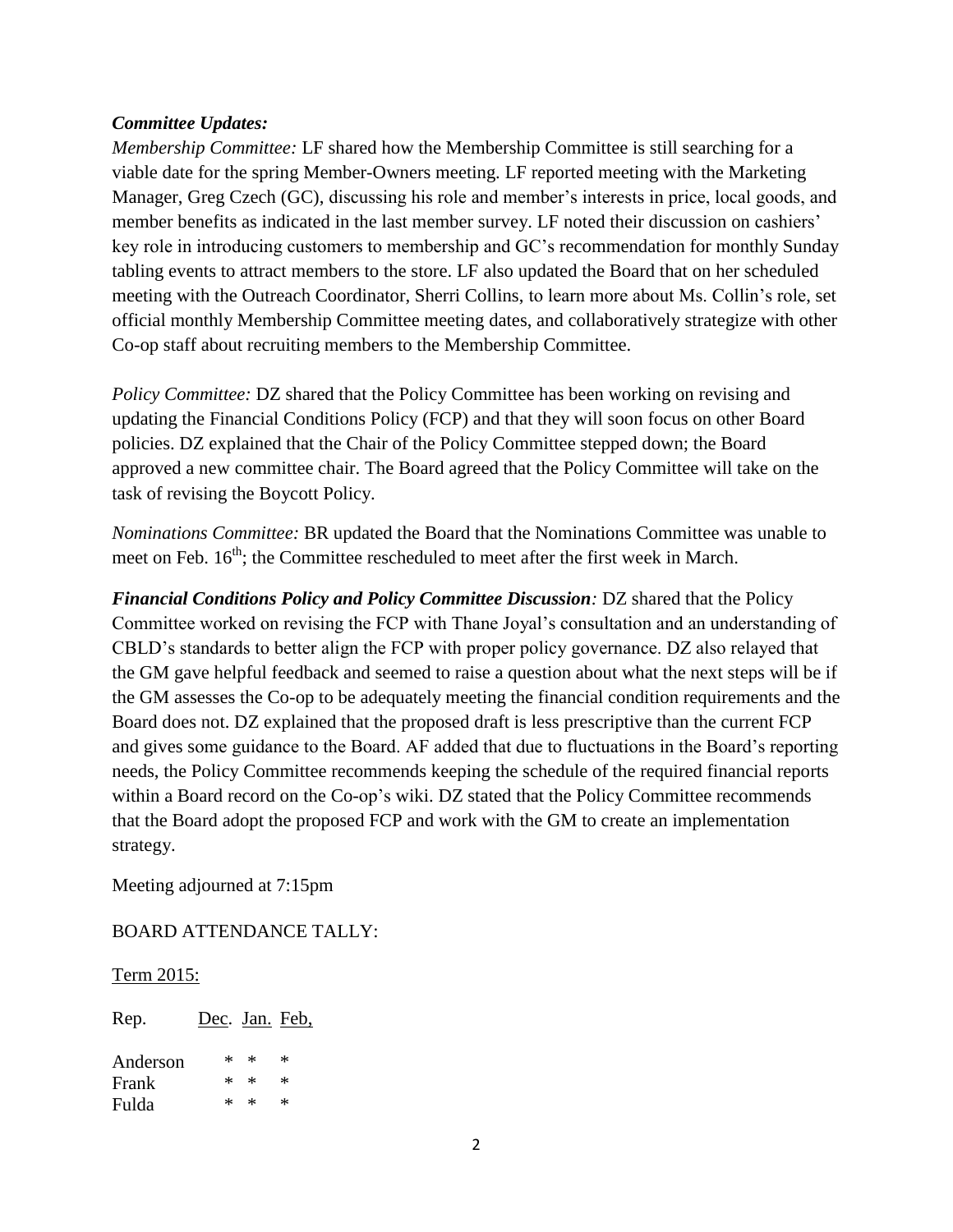***Committee Updates:***

*Membership Committee:* LF shared how the Membership Committee is still searching for a viable date for the spring Member-Owners meeting. LF reported meeting with the Marketing Manager, Greg Czech (GC), discussing his role and member's interests in price, local goods, and member benefits as indicated in the last member survey. LF noted their discussion on cashiers' key role in introducing customers to membership and GC's recommendation for monthly Sunday tabling events to attract members to the store. LF also updated the Board that on her scheduled meeting with the Outreach Coordinator, Sherri Collins, to learn more about Ms. Collin's role, set official monthly Membership Committee meeting dates, and collaboratively strategize with other Co-op staff about recruiting members to the Membership Committee.

*Policy Committee:* DZ shared that the Policy Committee has been working on revising and updating the Financial Conditions Policy (FCP) and that they will soon focus on other Board policies. DZ explained that the Chair of the Policy Committee stepped down; the Board approved a new committee chair. The Board agreed that the Policy Committee will take on the task of revising the Boycott Policy.

*Nominations Committee:* BR updated the Board that the Nominations Committee was unable to meet on Feb. 16th; the Committee rescheduled to meet after the first week in March.

***Financial Conditions Policy and Policy Committee Discussion**:* DZ shared that the Policy Committee worked on revising the FCP with Thane Joyal's consultation and an understanding of CBLD's standards to better align the FCP with proper policy governance. DZ also relayed that the GM gave helpful feedback and seemed to raise a question about what the next steps will be if the GM assesses the Co-op to be adequately meeting the financial condition requirements and the Board does not. DZ explained that the proposed draft is less prescriptive than the current FCP and gives some guidance to the Board. AF added that due to fluctuations in the Board's reporting needs, the Policy Committee recommends keeping the schedule of the required financial reports within a Board record on the Co-op's wiki. DZ stated that the Policy Committee recommends that the Board adopt the proposed FCP and work with the GM to create an implementation strategy.

Meeting adjourned at 7:15pm

BOARD ATTENDANCE TALLY:

Term 2015:

| Rep. | Dec. | Jan. | Feb, |
|---|---|---|---|
| Anderson | * | * | * |
| Frank | * | * | * |
| Fulda | * | * | * |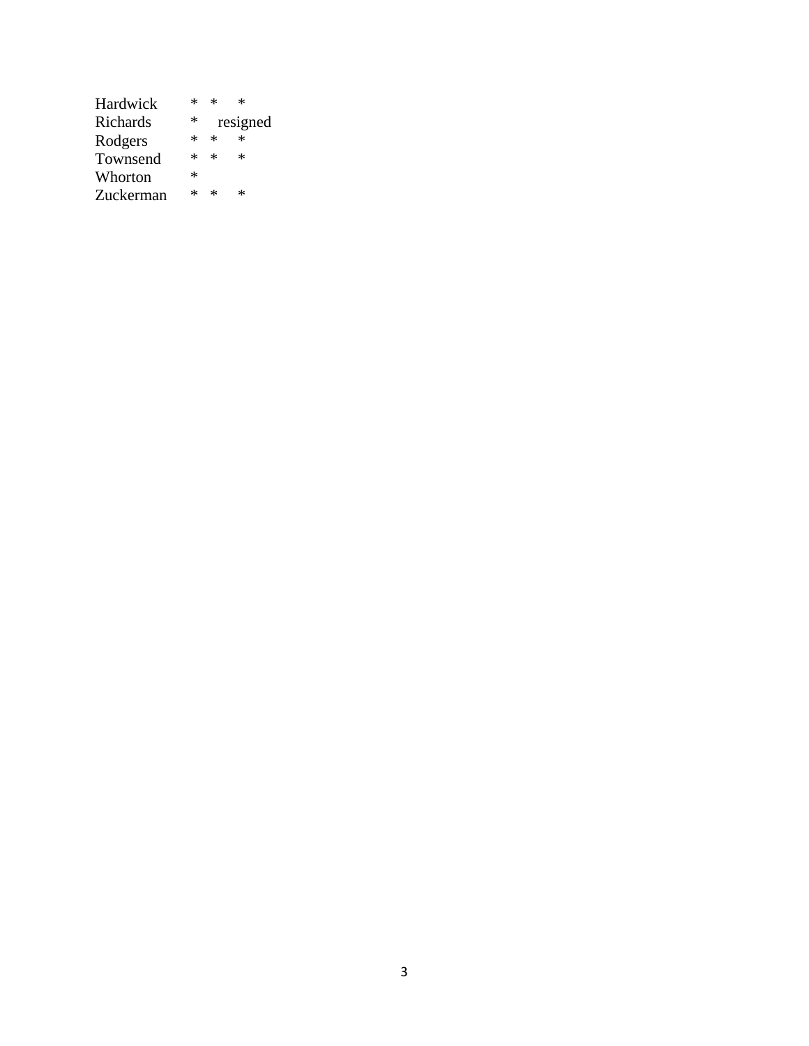| | | | |
|---|---|---|---|
| Hardwick | * | * | * |
| Richards | * | resigned | |
| Rodgers | * | * | * |
| Townsend | * | * | * |
| Whorton | * | | |
| Zuckerman | * | * | * |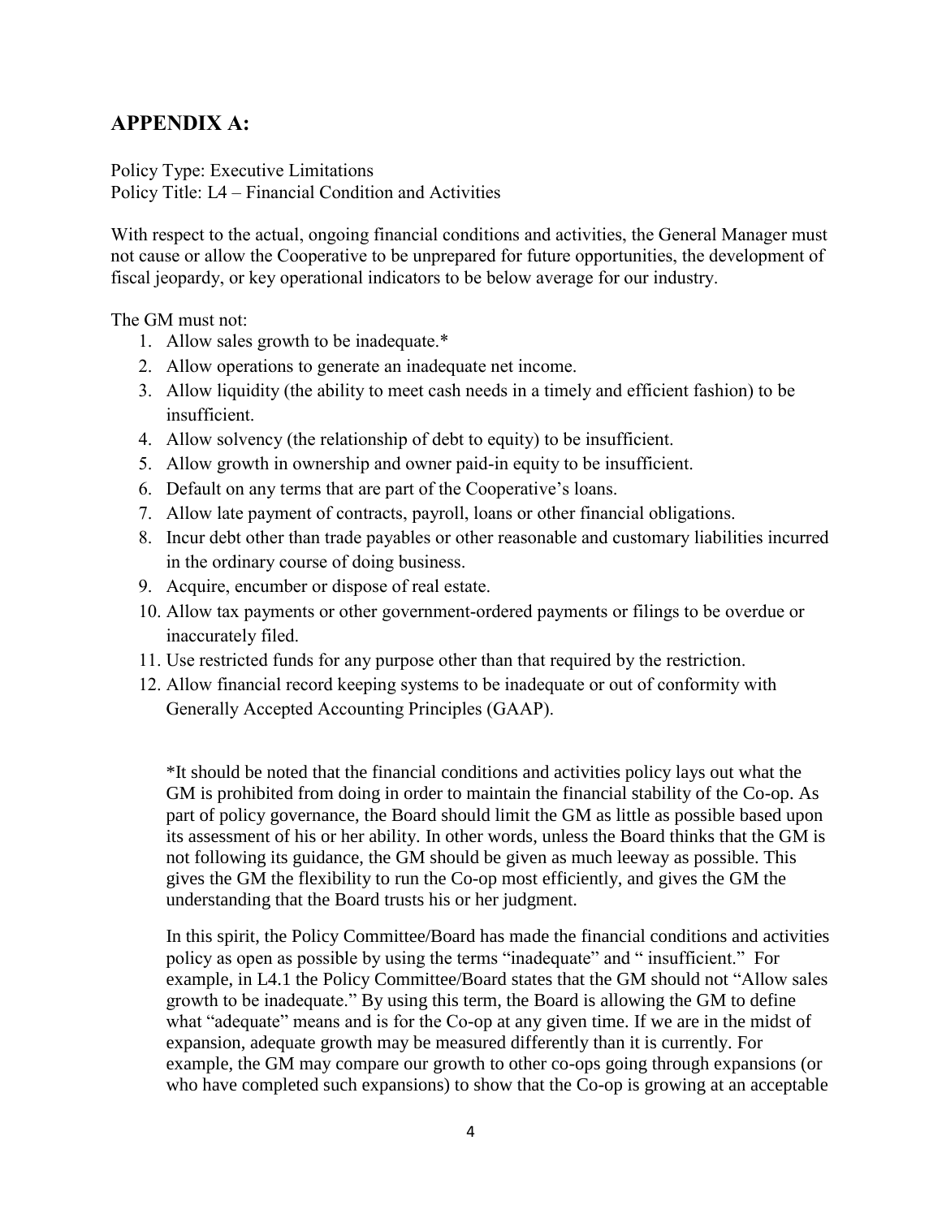## APPENDIX A:

Policy Type: Executive Limitations
Policy Title: L4 – Financial Condition and Activities

With respect to the actual, ongoing financial conditions and activities, the General Manager must not cause or allow the Cooperative to be unprepared for future opportunities, the development of fiscal jeopardy, or key operational indicators to be below average for our industry.

The GM must not:

1. Allow sales growth to be inadequate.*
2. Allow operations to generate an inadequate net income.
3. Allow liquidity (the ability to meet cash needs in a timely and efficient fashion) to be insufficient.
4. Allow solvency (the relationship of debt to equity) to be insufficient.
5. Allow growth in ownership and owner paid-in equity to be insufficient.
6. Default on any terms that are part of the Cooperative's loans.
7. Allow late payment of contracts, payroll, loans or other financial obligations.
8. Incur debt other than trade payables or other reasonable and customary liabilities incurred in the ordinary course of doing business.
9. Acquire, encumber or dispose of real estate.
10. Allow tax payments or other government-ordered payments or filings to be overdue or inaccurately filed.
11. Use restricted funds for any purpose other than that required by the restriction.
12. Allow financial record keeping systems to be inadequate or out of conformity with Generally Accepted Accounting Principles (GAAP).

*It should be noted that the financial conditions and activities policy lays out what the GM is prohibited from doing in order to maintain the financial stability of the Co-op. As part of policy governance, the Board should limit the GM as little as possible based upon its assessment of his or her ability. In other words, unless the Board thinks that the GM is not following its guidance, the GM should be given as much leeway as possible. This gives the GM the flexibility to run the Co-op most efficiently, and gives the GM the understanding that the Board trusts his or her judgment.

In this spirit, the Policy Committee/Board has made the financial conditions and activities policy as open as possible by using the terms "inadequate" and " insufficient." For example, in L4.1 the Policy Committee/Board states that the GM should not "Allow sales growth to be inadequate." By using this term, the Board is allowing the GM to define what "adequate" means and is for the Co-op at any given time. If we are in the midst of expansion, adequate growth may be measured differently than it is currently. For example, the GM may compare our growth to other co-ops going through expansions (or who have completed such expansions) to show that the Co-op is growing at an acceptable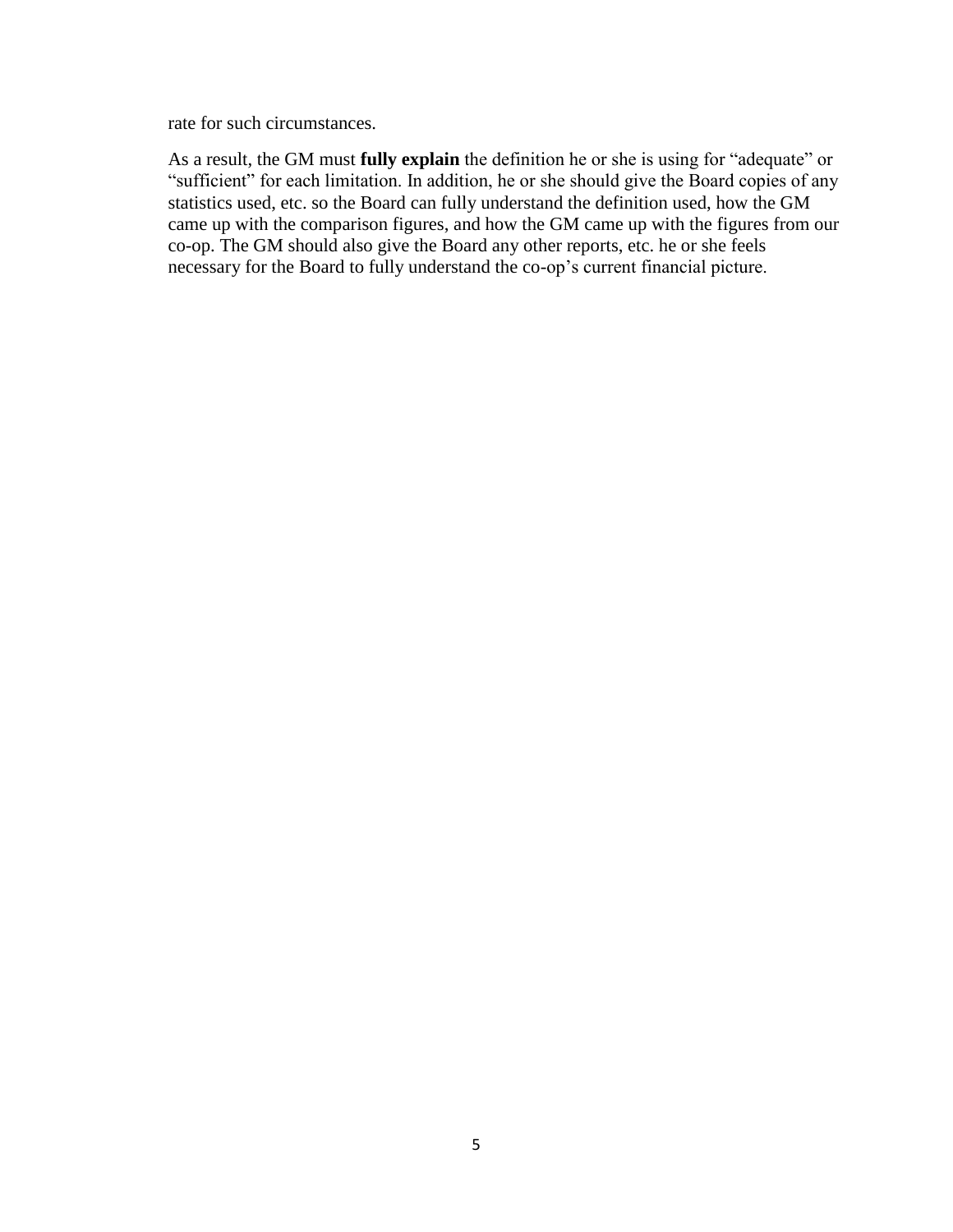rate for such circumstances.

As a result, the GM must **fully explain** the definition he or she is using for “adequate” or “sufficient” for each limitation. In addition, he or she should give the Board copies of any statistics used, etc. so the Board can fully understand the definition used, how the GM came up with the comparison figures, and how the GM came up with the figures from our co-op. The GM should also give the Board any other reports, etc. he or she feels necessary for the Board to fully understand the co-op’s current financial picture.